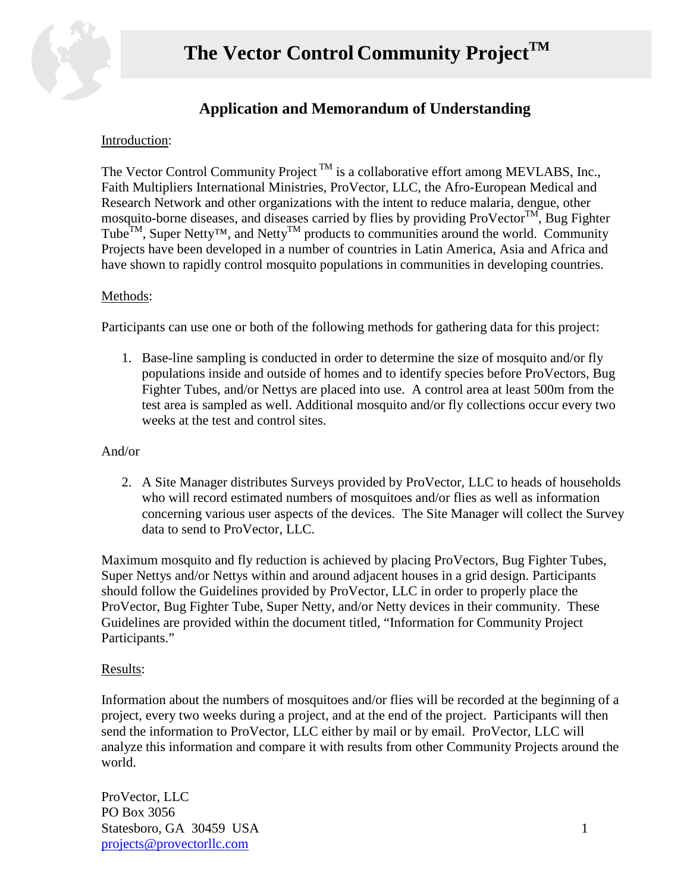# The Vector Control Community Project™

## Application and Memorandum of Understanding

Introduction:

The Vector Control Community Project ™ is a collaborative effort among MEVLABS, Inc., Faith Multipliers International Ministries, ProVector, LLC, the Afro-European Medical and Research Network and other organizations with the intent to reduce malaria, dengue, other mosquito-borne diseases, and diseases carried by flies by providing ProVector™, Bug Fighter Tube™, Super Netty™, and Netty™ products to communities around the world. Community Projects have been developed in a number of countries in Latin America, Asia and Africa and have shown to rapidly control mosquito populations in communities in developing countries.

Methods:

Participants can use one or both of the following methods for gathering data for this project:

1. Base-line sampling is conducted in order to determine the size of mosquito and/or fly populations inside and outside of homes and to identify species before ProVectors, Bug Fighter Tubes, and/or Nettys are placed into use. A control area at least 500m from the test area is sampled as well. Additional mosquito and/or fly collections occur every two weeks at the test and control sites.

And/or

2. A Site Manager distributes Surveys provided by ProVector, LLC to heads of households who will record estimated numbers of mosquitoes and/or flies as well as information concerning various user aspects of the devices. The Site Manager will collect the Survey data to send to ProVector, LLC.

Maximum mosquito and fly reduction is achieved by placing ProVectors, Bug Fighter Tubes, Super Nettys and/or Nettys within and around adjacent houses in a grid design. Participants should follow the Guidelines provided by ProVector, LLC in order to properly place the ProVector, Bug Fighter Tube, Super Netty, and/or Netty devices in their community. These Guidelines are provided within the document titled, "Information for Community Project Participants."

Results:

Information about the numbers of mosquitoes and/or flies will be recorded at the beginning of a project, every two weeks during a project, and at the end of the project. Participants will then send the information to ProVector, LLC either by mail or by email. ProVector, LLC will analyze this information and compare it with results from other Community Projects around the world.

ProVector, LLC
PO Box 3056
Statesboro, GA 30459 USA
projects@provectorllc.com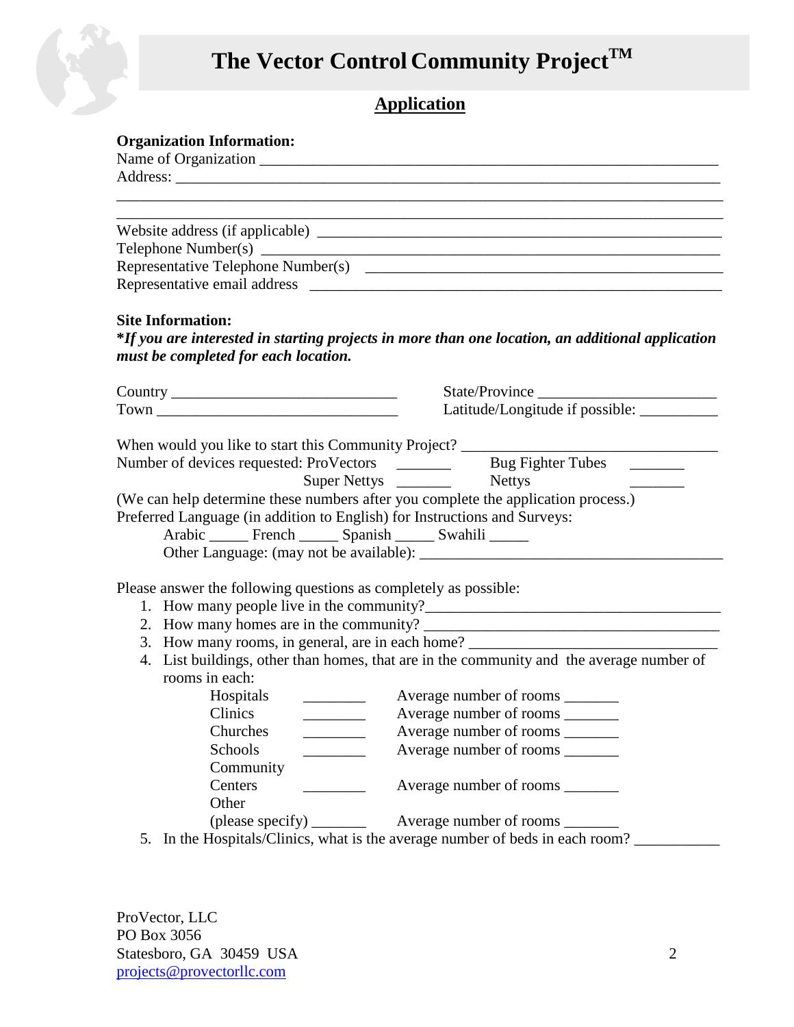# The Vector Control Community Project™

## Application

**Organization Information:**

Name of Organization ______________________________________________________________

Address: __________________________________________________________________________

___________________________________________________________________________________

___________________________________________________________________________________

Website address (if applicable) ____________________________________________________

Telephone Number(s) _______________________________________________________________

Representative Telephone Number(s) _________________________________________________

Representative email address ______________________________________________________

**Site Information:**

***If you are interested in starting projects in more than one location, an additional application must be completed for each location.***

Country _____________________________ State/Province ______________________

Town _______________________________ Latitude/Longitude if possible: __________

When would you like to start this Community Project? _________________________________

Number of devices requested: ProVectors _______ Bug Fighter Tubes _______

Super Nettys _______ Nettys _______

(We can help determine these numbers after you complete the application process.)

Preferred Language (in addition to English) for Instructions and Surveys:

Arabic _____ French _____ Spanish _____ Swahili _____

Other Language: (may not be available): ________________________________________

Please answer the following questions as completely as possible:

1. How many people live in the community?_____________________________________
2. How many homes are in the community? _____________________________________
3. How many rooms, in general, are in each home? ______________________________
4. List buildings, other than homes, that are in the community and the average number of rooms in each:

| | | |
|---|---|---|
| Hospitals | ________ | Average number of rooms _______ |
| Clinics | ________ | Average number of rooms _______ |
| Churches | ________ | Average number of rooms _______ |
| Schools | ________ | Average number of rooms _______ |
| Community Centers | ________ | Average number of rooms _______ |
| Other (please specify) | _______ | Average number of rooms _______ |

5. In the Hospitals/Clinics, what is the average number of beds in each room? ___________

ProVector, LLC
PO Box 3056
Statesboro, GA 30459 USA
projects@provectorllc.com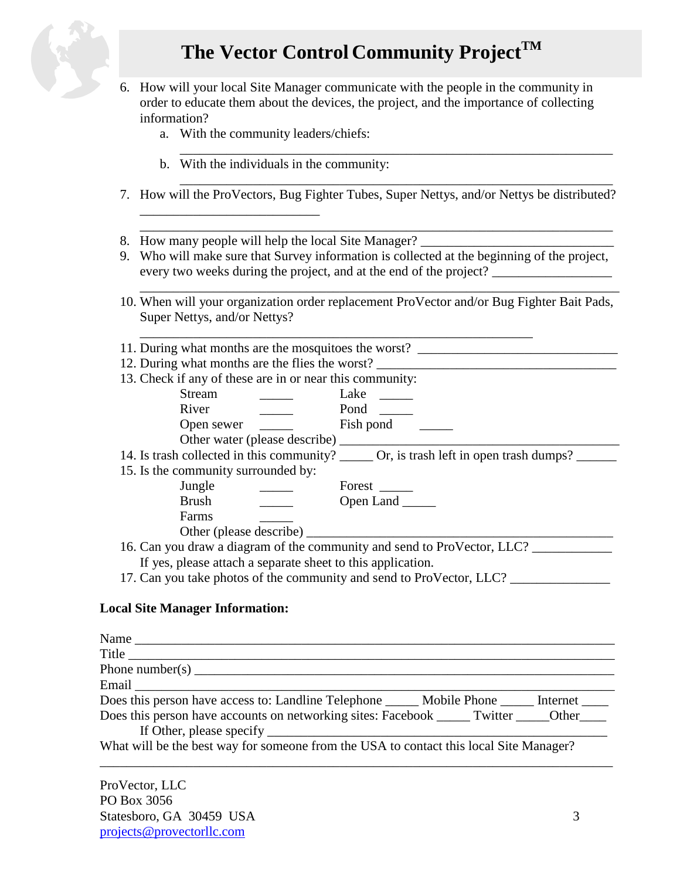# The Vector Control Community Project™

6. How will your local Site Manager communicate with the people in the community in order to educate them about the devices, the project, and the importance of collecting information?
   a. With the community leaders/chiefs: ____________________________________________
   b. With the individuals in the community: ____________________________________________
7. How will the ProVectors, Bug Fighter Tubes, Super Nettys, and/or Nettys be distributed? ___________________________
   ______________________________________________________________________
8. How many people will help the local Site Manager? _____________________________
9. Who will make sure that Survey information is collected at the beginning of the project, every two weeks during the project, and at the end of the project? __________________
   ______________________________________________________________________
10. When will your organization order replacement ProVector and/or Bug Fighter Bait Pads, Super Nettys, and/or Nettys?
    ____________________________________________________________
11. During what months are the mosquitoes the worst? ______________________________
12. During what months are the flies the worst? ____________________________________
13. Check if any of these are in or near this community:
    - Stream _____   Lake _____
    - River _____   Pond _____
    - Open sewer _____   Fish pond _____
    - Other water (please describe) ________________________________________
14. Is trash collected in this community? _____ Or, is trash left in open trash dumps? ______
15. Is the community surrounded by:
    - Jungle _____   Forest _____
    - Brush _____   Open Land _____
    - Farms _____
    - Other (please describe) ______________________________________________
16. Can you draw a diagram of the community and send to ProVector, LLC? ___________
    If yes, please attach a separate sheet to this application.
17. Can you take photos of the community and send to ProVector, LLC? ______________

**Local Site Manager Information:**

Name ______________________________________________________________________

Title ______________________________________________________________________

Phone number(s) ____________________________________________________________

Email ______________________________________________________________________

Does this person have access to: Landline Telephone _____ Mobile Phone _____ Internet ____

Does this person have accounts on networking sites: Facebook _____ Twitter _____Other____

If Other, please specify ____________________________________________________

What will be the best way for someone from the USA to contact this local Site Manager?

______________________________________________________________________

ProVector, LLC
PO Box 3056
Statesboro, GA 30459 USA
projects@provectorllc.com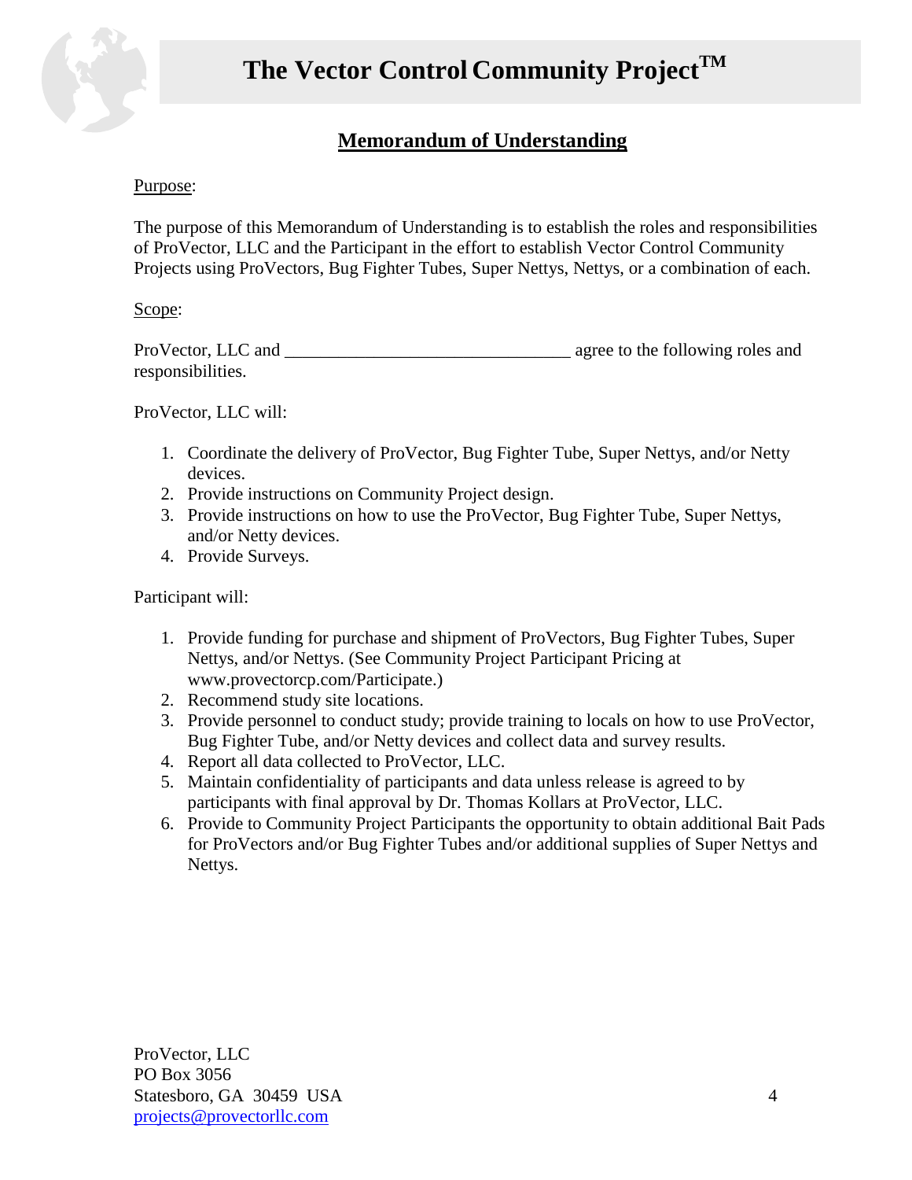# The Vector Control Community Project™

## Memorandum of Understanding

Purpose:

The purpose of this Memorandum of Understanding is to establish the roles and responsibilities of ProVector, LLC and the Participant in the effort to establish Vector Control Community Projects using ProVectors, Bug Fighter Tubes, Super Nettys, Nettys, or a combination of each.

Scope:

ProVector, LLC and _______________________________ agree to the following roles and responsibilities.

ProVector, LLC will:

1. Coordinate the delivery of ProVector, Bug Fighter Tube, Super Nettys, and/or Netty devices.
2. Provide instructions on Community Project design.
3. Provide instructions on how to use the ProVector, Bug Fighter Tube, Super Nettys, and/or Netty devices.
4. Provide Surveys.

Participant will:

1. Provide funding for purchase and shipment of ProVectors, Bug Fighter Tubes, Super Nettys, and/or Nettys. (See Community Project Participant Pricing at www.provectorcp.com/Participate.)
2. Recommend study site locations.
3. Provide personnel to conduct study; provide training to locals on how to use ProVector, Bug Fighter Tube, and/or Netty devices and collect data and survey results.
4. Report all data collected to ProVector, LLC.
5. Maintain confidentiality of participants and data unless release is agreed to by participants with final approval by Dr. Thomas Kollars at ProVector, LLC.
6. Provide to Community Project Participants the opportunity to obtain additional Bait Pads for ProVectors and/or Bug Fighter Tubes and/or additional supplies of Super Nettys and Nettys.

ProVector, LLC
PO Box 3056
Statesboro, GA 30459 USA
projects@provectorllc.com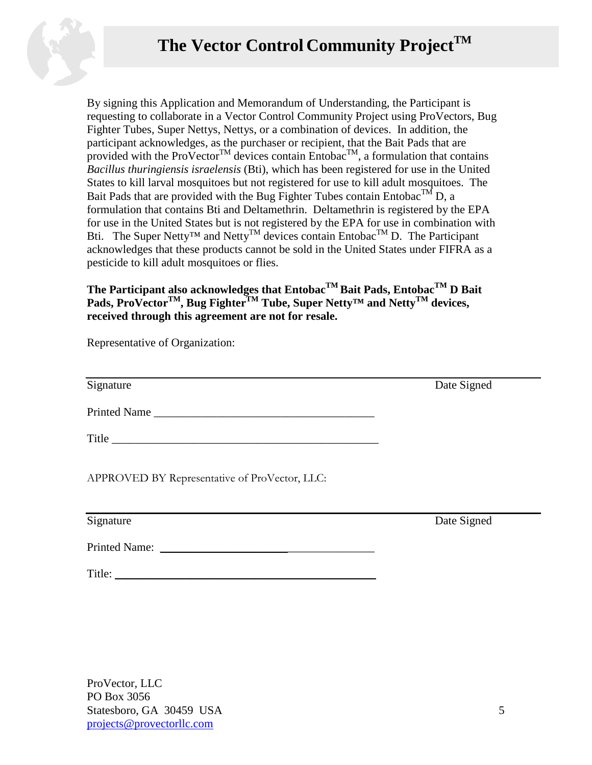# The Vector Control Community Project™

By signing this Application and Memorandum of Understanding, the Participant is requesting to collaborate in a Vector Control Community Project using ProVectors, Bug Fighter Tubes, Super Nettys, Nettys, or a combination of devices. In addition, the participant acknowledges, as the purchaser or recipient, that the Bait Pads that are provided with the ProVector™ devices contain Entobac™, a formulation that contains *Bacillus thuringiensis israelensis* (Bti), which has been registered for use in the United States to kill larval mosquitoes but not registered for use to kill adult mosquitoes. The Bait Pads that are provided with the Bug Fighter Tubes contain Entobac™ D, a formulation that contains Bti and Deltamethrin. Deltamethrin is registered by the EPA for use in the United States but is not registered by the EPA for use in combination with Bti. The Super Netty™ and Netty™ devices contain Entobac™ D. The Participant acknowledges that these products cannot be sold in the United States under FIFRA as a pesticide to kill adult mosquitoes or flies.

**The Participant also acknowledges that Entobac™ Bait Pads, Entobac™ D Bait Pads, ProVector™, Bug Fighter™ Tube, Super Netty™ and Netty™ devices, received through this agreement are not for resale.**

Representative of Organization:

Signature ____________________________ Date Signed

Printed Name ______________________________________

Title ______________________________________________

APPROVED BY Representative of ProVector, LLC:

Signature ____________________________ Date Signed

Printed Name: ______________________________________

Title: _____________________________________________

ProVector, LLC
PO Box 3056
Statesboro, GA 30459 USA
projects@provectorllc.com